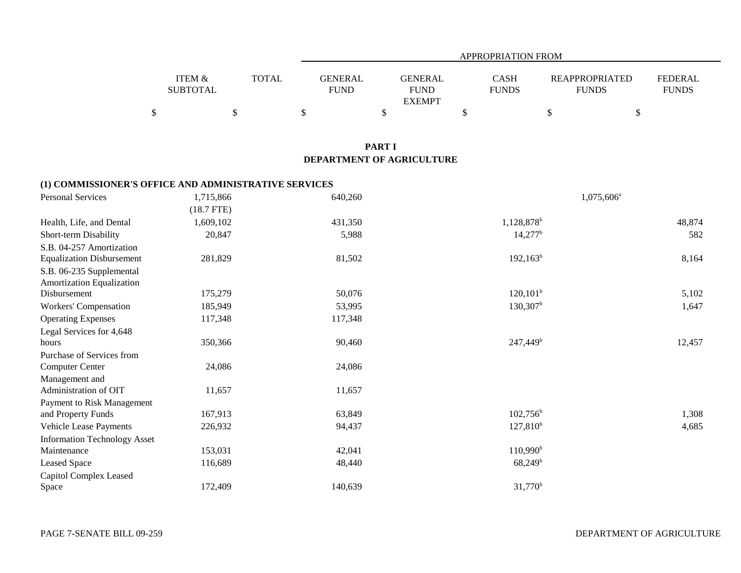| | ITEM & SUBTOTAL | TOTAL | APPROPRIATION FROM GENERAL FUND | GENERAL FUND EXEMPT | CASH FUNDS | REAPPROPRIATED FUNDS | FEDERAL FUNDS |
|---|---|---|---|---|---|---|---|
| | $ | $ | $ | $ | $ | $ | $ |

## PART I
## DEPARTMENT OF AGRICULTURE

### (1) COMMISSIONER'S OFFICE AND ADMINISTRATIVE SERVICES

| | ITEM & SUBTOTAL | TOTAL | GENERAL FUND | GENERAL FUND EXEMPT | CASH FUNDS | REAPPROPRIATED FUNDS | FEDERAL FUNDS |
|---|---|---|---|---|---|---|---|
| Personal Services | 1,715,866 (18.7 FTE) | | 640,260 | | | 1,075,606[a] | |
| Health, Life, and Dental | 1,609,102 | | 431,350 | | 1,128,878[b] | | 48,874 |
| Short-term Disability | 20,847 | | 5,988 | | 14,277[b] | | 582 |
| S.B. 04-257 Amortization Equalization Disbursement | 281,829 | | 81,502 | | 192,163[b] | | 8,164 |
| S.B. 06-235 Supplemental Amortization Equalization Disbursement | 175,279 | | 50,076 | | 120,101[b] | | 5,102 |
| Workers' Compensation | 185,949 | | 53,995 | | 130,307[b] | | 1,647 |
| Operating Expenses | 117,348 | | 117,348 | | | | |
| Legal Services for 4,648 hours | 350,366 | | 90,460 | | 247,449[b] | | 12,457 |
| Purchase of Services from Computer Center | 24,086 | | 24,086 | | | | |
| Management and Administration of OIT | 11,657 | | 11,657 | | | | |
| Payment to Risk Management and Property Funds | 167,913 | | 63,849 | | 102,756[b] | | 1,308 |
| Vehicle Lease Payments | 226,932 | | 94,437 | | 127,810[b] | | 4,685 |
| Information Technology Asset Maintenance | 153,031 | | 42,041 | | 110,990[b] | | |
| Leased Space | 116,689 | | 48,440 | | 68,249[b] | | |
| Capitol Complex Leased Space | 172,409 | | 140,639 | | 31,770[b] | | |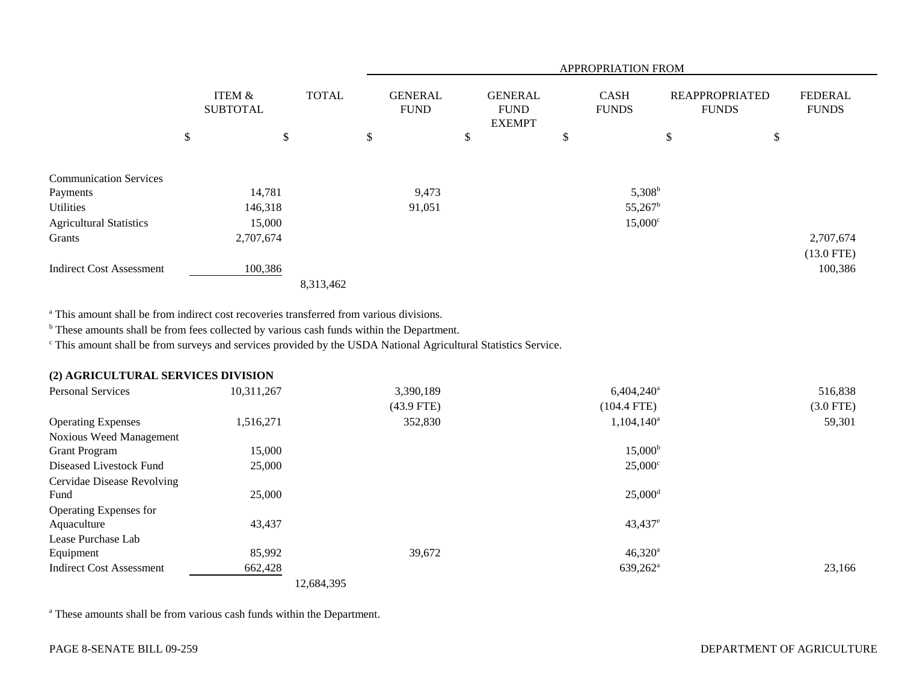| | ITEM & SUBTOTAL | TOTAL | APPROPRIATION FROM GENERAL FUND | GENERAL FUND EXEMPT | CASH FUNDS | REAPPROPRIATED FUNDS | FEDERAL FUNDS |
|---|---|---|---|---|---|---|---|
| | $ | $ | $ | $ | $ | $ | $ |
| Communication Services Payments | 14,781 | | 9,473 | | 5,308[b] | | |
| Utilities | 146,318 | | 91,051 | | 55,267[b] | | |
| Agricultural Statistics | 15,000 | | | | 15,000[c] | | |
| Grants | 2,707,674 | | | | | | 2,707,674 (13.0 FTE) |
| Indirect Cost Assessment | 100,386 | | | | | | 100,386 |
| | | 8,313,462 | | | | | |

[a] This amount shall be from indirect cost recoveries transferred from various divisions.
[b] These amounts shall be from fees collected by various cash funds within the Department.
[c] This amount shall be from surveys and services provided by the USDA National Agricultural Statistics Service.

**(2) AGRICULTURAL SERVICES DIVISION**

| | ITEM & SUBTOTAL | TOTAL | GENERAL FUND | GENERAL FUND EXEMPT | CASH FUNDS | REAPPROPRIATED FUNDS | FEDERAL FUNDS |
|---|---|---|---|---|---|---|---|
| Personal Services | 10,311,267 | | 3,390,189 (43.9 FTE) | | 6,404,240[a] (104.4 FTE) | | 516,838 (3.0 FTE) |
| Operating Expenses | 1,516,271 | | 352,830 | | 1,104,140[a] | | 59,301 |
| Noxious Weed Management Grant Program | 15,000 | | | | 15,000[b] | | |
| Diseased Livestock Fund | 25,000 | | | | 25,000[c] | | |
| Cervidae Disease Revolving Fund | 25,000 | | | | 25,000[d] | | |
| Operating Expenses for Aquaculture | 43,437 | | | | 43,437[e] | | |
| Lease Purchase Lab Equipment | 85,992 | | 39,672 | | 46,320[a] | | |
| Indirect Cost Assessment | 662,428 | | | | 639,262[a] | | 23,166 |
| | | 12,684,395 | | | | | |

[a] These amounts shall be from various cash funds within the Department.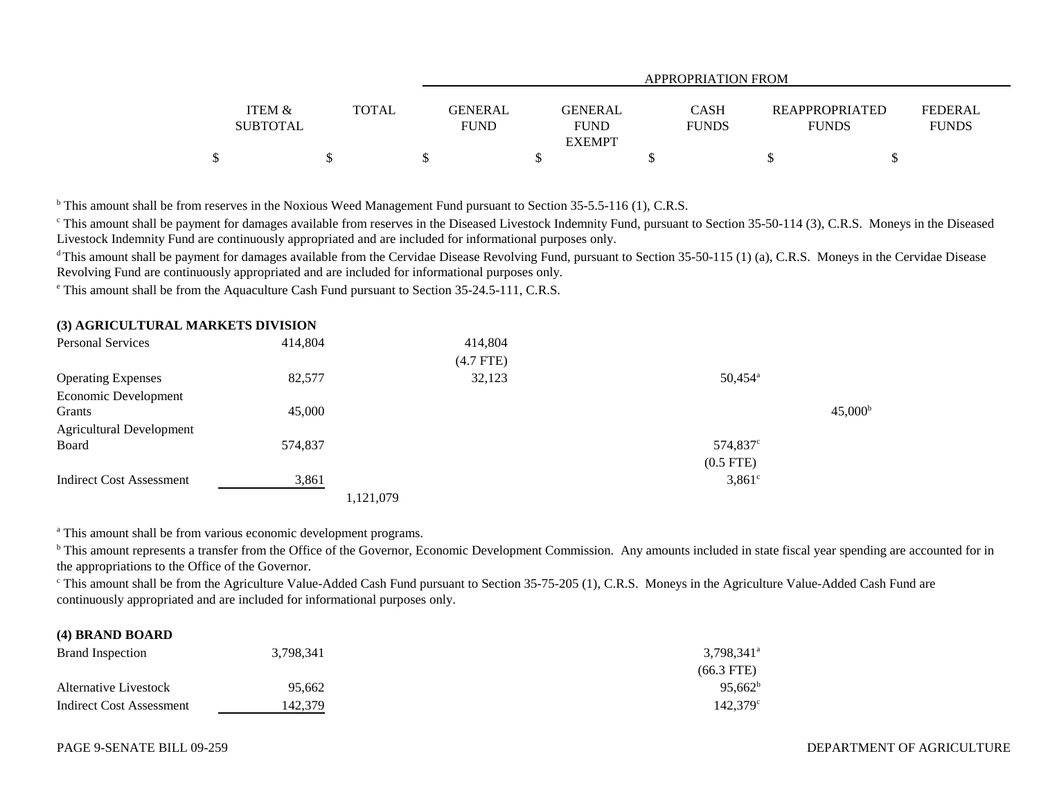| | ITEM & SUBTOTAL | TOTAL | GENERAL FUND | GENERAL FUND EXEMPT | CASH FUNDS | REAPPROPRIATED FUNDS | FEDERAL FUNDS |
|---|---|---|---|---|---|---|---|
| | $ | $ | $ | $ | $ | $ | $ |

[b] This amount shall be from reserves in the Noxious Weed Management Fund pursuant to Section 35-5.5-116 (1), C.R.S.

[c] This amount shall be payment for damages available from reserves in the Diseased Livestock Indemnity Fund, pursuant to Section 35-50-114 (3), C.R.S. Moneys in the Diseased Livestock Indemnity Fund are continuously appropriated and are included for informational purposes only.

[d] This amount shall be payment for damages available from the Cervidae Disease Revolving Fund, pursuant to Section 35-50-115 (1) (a), C.R.S. Moneys in the Cervidae Disease Revolving Fund are continuously appropriated and are included for informational purposes only.

[e] This amount shall be from the Aquaculture Cash Fund pursuant to Section 35-24.5-111, C.R.S.

**(3) AGRICULTURAL MARKETS DIVISION**

| | ITEM & SUBTOTAL | TOTAL | GENERAL FUND | GENERAL FUND EXEMPT | CASH FUNDS | REAPPROPRIATED FUNDS | FEDERAL FUNDS |
|---|---|---|---|---|---|---|---|
| Personal Services | 414,804 | | 414,804<br>(4.7 FTE) | | | | |
| Operating Expenses | 82,577 | | 32,123 | | 50,454[a] | | |
| Economic Development Grants | 45,000 | | | | | 45,000[b] | |
| Agricultural Development Board | 574,837 | | | | 574,837[c]<br>(0.5 FTE) | | |
| Indirect Cost Assessment | 3,861 | | | | 3,861[c] | | |
| | | 1,121,079 | | | | | |

[a] This amount shall be from various economic development programs.

[b] This amount represents a transfer from the Office of the Governor, Economic Development Commission. Any amounts included in state fiscal year spending are accounted for in the appropriations to the Office of the Governor.

[c] This amount shall be from the Agriculture Value-Added Cash Fund pursuant to Section 35-75-205 (1), C.R.S. Moneys in the Agriculture Value-Added Cash Fund are continuously appropriated and are included for informational purposes only.

**(4) BRAND BOARD**

| | ITEM & SUBTOTAL | TOTAL | GENERAL FUND | GENERAL FUND EXEMPT | CASH FUNDS | REAPPROPRIATED FUNDS | FEDERAL FUNDS |
|---|---|---|---|---|---|---|---|
| Brand Inspection | 3,798,341 | | | | 3,798,341[a]<br>(66.3 FTE) | | |
| Alternative Livestock | 95,662 | | | | 95,662[b] | | |
| Indirect Cost Assessment | 142,379 | | | | 142,379[c] | | |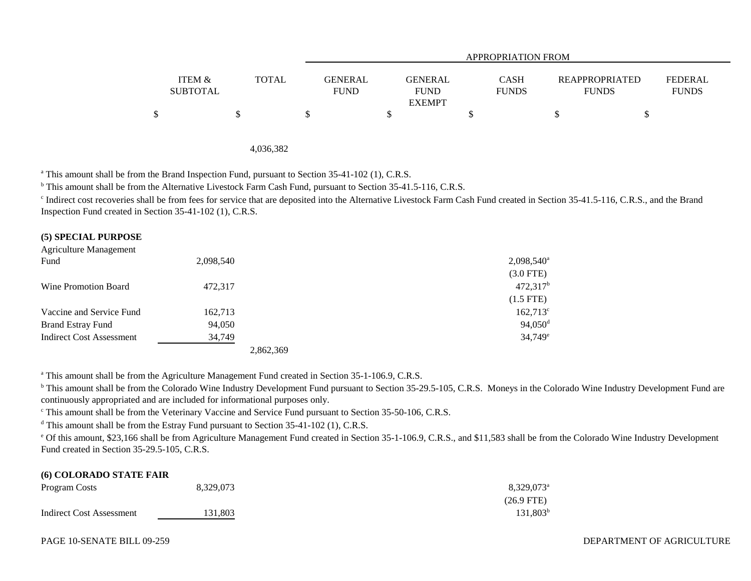| | ITEM & SUBTOTAL | TOTAL | GENERAL FUND | GENERAL FUND EXEMPT | CASH FUNDS | REAPPROPRIATED FUNDS | FEDERAL FUNDS |
|---|---|---|---|---|---|---|---|
| | | | APPROPRIATION FROM | | | | |
| | $ | $ | $ | $ | $ | $ | $ |
| | | 4,036,382 | | | | | |

[a] This amount shall be from the Brand Inspection Fund, pursuant to Section 35-41-102 (1), C.R.S.

[b] This amount shall be from the Alternative Livestock Farm Cash Fund, pursuant to Section 35-41.5-116, C.R.S.

[c] Indirect cost recoveries shall be from fees for service that are deposited into the Alternative Livestock Farm Cash Fund created in Section 35-41.5-116, C.R.S., and the Brand Inspection Fund created in Section 35-41-102 (1), C.R.S.

**(5) SPECIAL PURPOSE**

| | ITEM & SUBTOTAL | TOTAL | GENERAL FUND | GENERAL FUND EXEMPT | CASH FUNDS | REAPPROPRIATED FUNDS | FEDERAL FUNDS |
|---|---|---|---|---|---|---|---|
| Agriculture Management Fund | 2,098,540 | | | | 2,098,540[a] (3.0 FTE) | | |
| Wine Promotion Board | 472,317 | | | | 472,317[b] (1.5 FTE) | | |
| Vaccine and Service Fund | 162,713 | | | | 162,713[c] | | |
| Brand Estray Fund | 94,050 | | | | 94,050[d] | | |
| Indirect Cost Assessment | 34,749 | | | | 34,749[e] | | |
| | | 2,862,369 | | | | | |

[a] This amount shall be from the Agriculture Management Fund created in Section 35-1-106.9, C.R.S.

[b] This amount shall be from the Colorado Wine Industry Development Fund pursuant to Section 35-29.5-105, C.R.S. Moneys in the Colorado Wine Industry Development Fund are continuously appropriated and are included for informational purposes only.

[c] This amount shall be from the Veterinary Vaccine and Service Fund pursuant to Section 35-50-106, C.R.S.

[d] This amount shall be from the Estray Fund pursuant to Section 35-41-102 (1), C.R.S.

[e] Of this amount, $23,166 shall be from Agriculture Management Fund created in Section 35-1-106.9, C.R.S., and $11,583 shall be from the Colorado Wine Industry Development Fund created in Section 35-29.5-105, C.R.S.

**(6) COLORADO STATE FAIR**

| | ITEM & SUBTOTAL | TOTAL | GENERAL FUND | GENERAL FUND EXEMPT | CASH FUNDS | REAPPROPRIATED FUNDS | FEDERAL FUNDS |
|---|---|---|---|---|---|---|---|
| Program Costs | 8,329,073 | | | | 8,329,073[a] (26.9 FTE) | | |
| Indirect Cost Assessment | 131,803 | | | | 131,803[b] | | |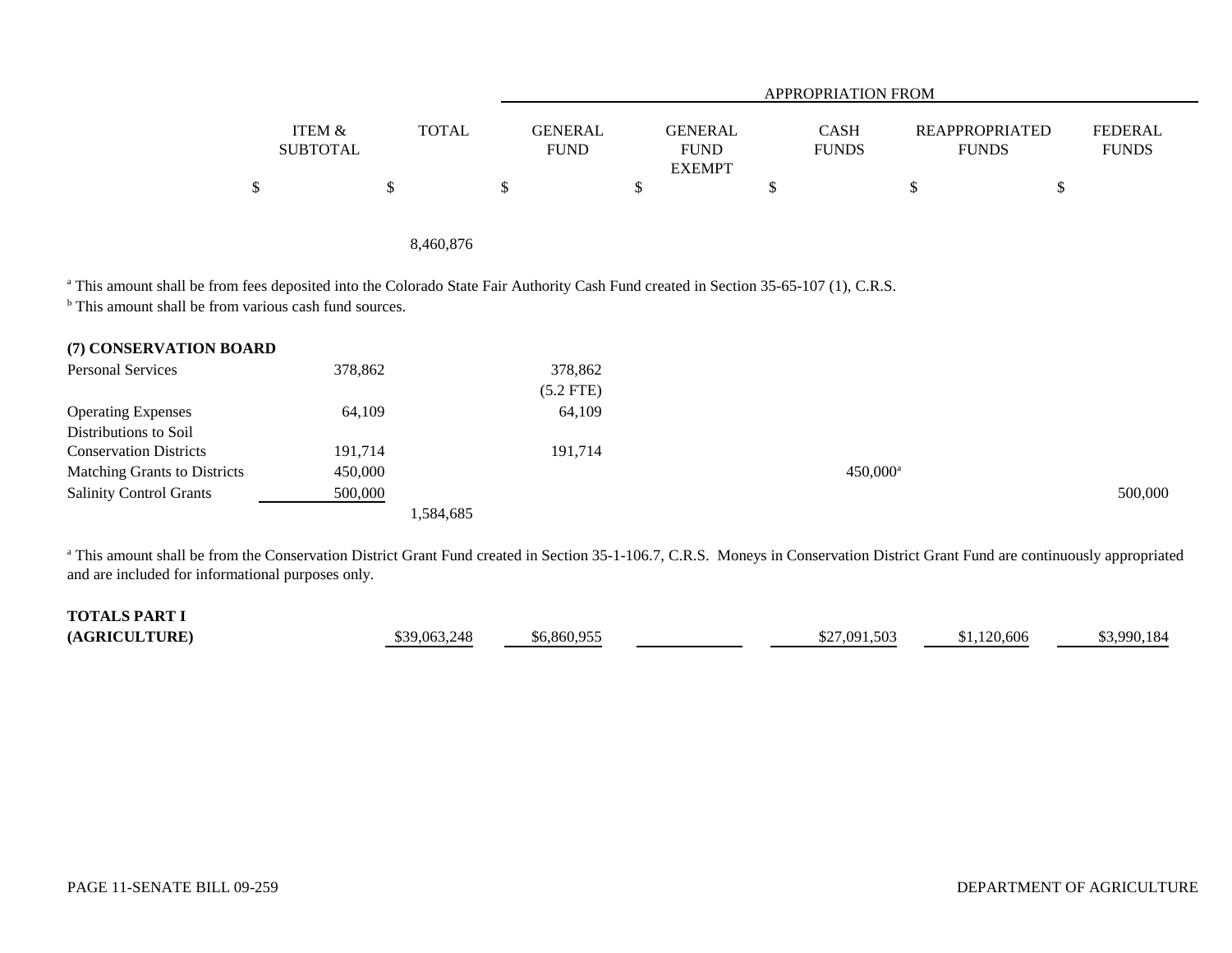| | ITEM & SUBTOTAL | TOTAL | APPROPRIATION FROM GENERAL FUND | GENERAL FUND EXEMPT | CASH FUNDS | REAPPROPRIATED FUNDS | FEDERAL FUNDS |
|---|---|---|---|---|---|---|---|
| | $ | $ | $ | $ | $ | $ | $ |
| | | 8,460,876 | | | | | |

[a] This amount shall be from fees deposited into the Colorado State Fair Authority Cash Fund created in Section 35-65-107 (1), C.R.S.
[b] This amount shall be from various cash fund sources.

| | ITEM & SUBTOTAL | TOTAL | GENERAL FUND | GENERAL FUND EXEMPT | CASH FUNDS | REAPPROPRIATED FUNDS | FEDERAL FUNDS |
|---|---|---|---|---|---|---|---|
| **(7) CONSERVATION BOARD** | | | | | | | |
| Personal Services | 378,862 | | 378,862 (5.2 FTE) | | | | |
| Operating Expenses | 64,109 | | 64,109 | | | | |
| Distributions to Soil Conservation Districts | 191,714 | | 191,714 | | | | |
| Matching Grants to Districts | 450,000 | | | | 450,000[a] | | |
| Salinity Control Grants | 500,000 | | | | | | 500,000 |
| | | 1,584,685 | | | | | |

[a] This amount shall be from the Conservation District Grant Fund created in Section 35-1-106.7, C.R.S. Moneys in Conservation District Grant Fund are continuously appropriated and are included for informational purposes only.

| | ITEM & SUBTOTAL | TOTAL | GENERAL FUND | GENERAL FUND EXEMPT | CASH FUNDS | REAPPROPRIATED FUNDS | FEDERAL FUNDS |
|---|---|---|---|---|---|---|---|
| **TOTALS PART I (AGRICULTURE)** | | $39,063,248 | $6,860,955 | | $27,091,503 | $1,120,606 | $3,990,184 |